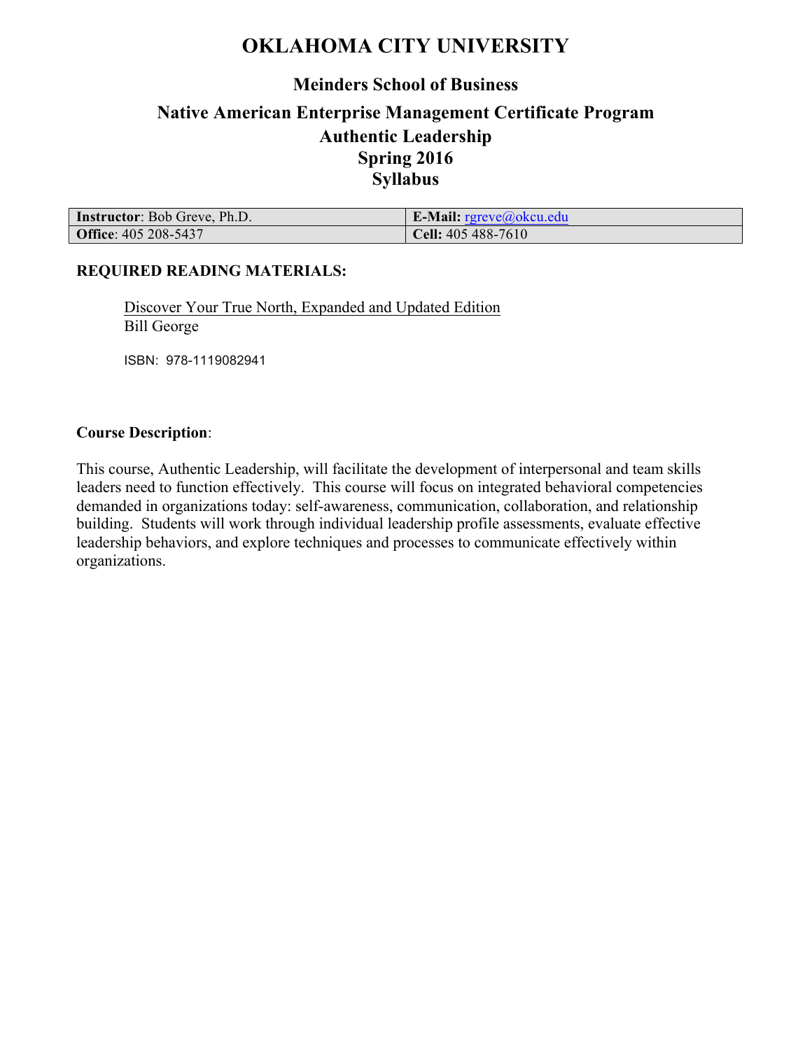# OKLAHOMA CITY UNIVERSITY

## Meinders School of Business

## Native American Enterprise Management Certificate Program
## Authentic Leadership
## Spring 2016
## Syllabus

| **Instructor**: Bob Greve, Ph.D. | **E-Mail:** rgreve@okcu.edu |
|---|---|
| **Office**: 405 208-5437 | **Cell:** 405 488-7610 |

### REQUIRED READING MATERIALS:

Discover Your True North, Expanded and Updated Edition
Bill George

ISBN: 978-1119082941

**Course Description**:

This course, Authentic Leadership, will facilitate the development of interpersonal and team skills leaders need to function effectively. This course will focus on integrated behavioral competencies demanded in organizations today: self-awareness, communication, collaboration, and relationship building. Students will work through individual leadership profile assessments, evaluate effective leadership behaviors, and explore techniques and processes to communicate effectively within organizations.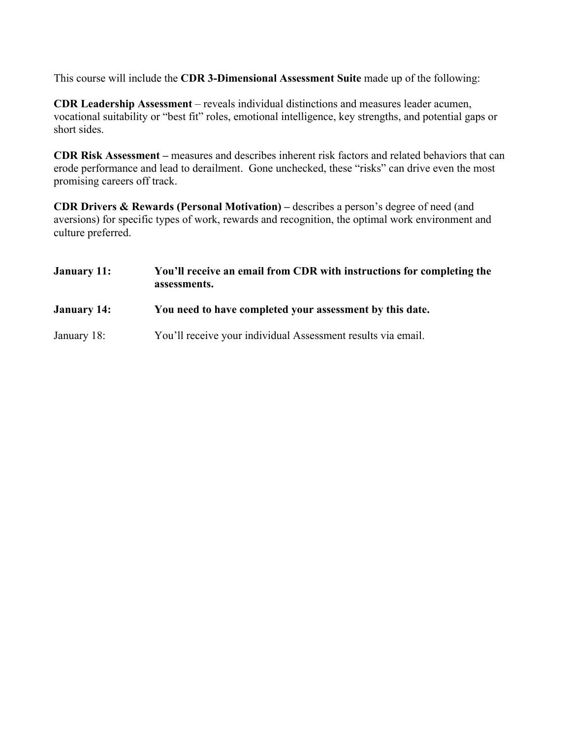This course will include the **CDR 3-Dimensional Assessment Suite** made up of the following:

**CDR Leadership Assessment** – reveals individual distinctions and measures leader acumen, vocational suitability or "best fit" roles, emotional intelligence, key strengths, and potential gaps or short sides.

**CDR Risk Assessment –** measures and describes inherent risk factors and related behaviors that can erode performance and lead to derailment. Gone unchecked, these "risks" can drive even the most promising careers off track.

**CDR Drivers & Rewards (Personal Motivation) –** describes a person's degree of need (and aversions) for specific types of work, rewards and recognition, the optimal work environment and culture preferred.

**January 11:** **You'll receive an email from CDR with instructions for completing the assessments.**

**January 14:** **You need to have completed your assessment by this date.**

January 18: You'll receive your individual Assessment results via email.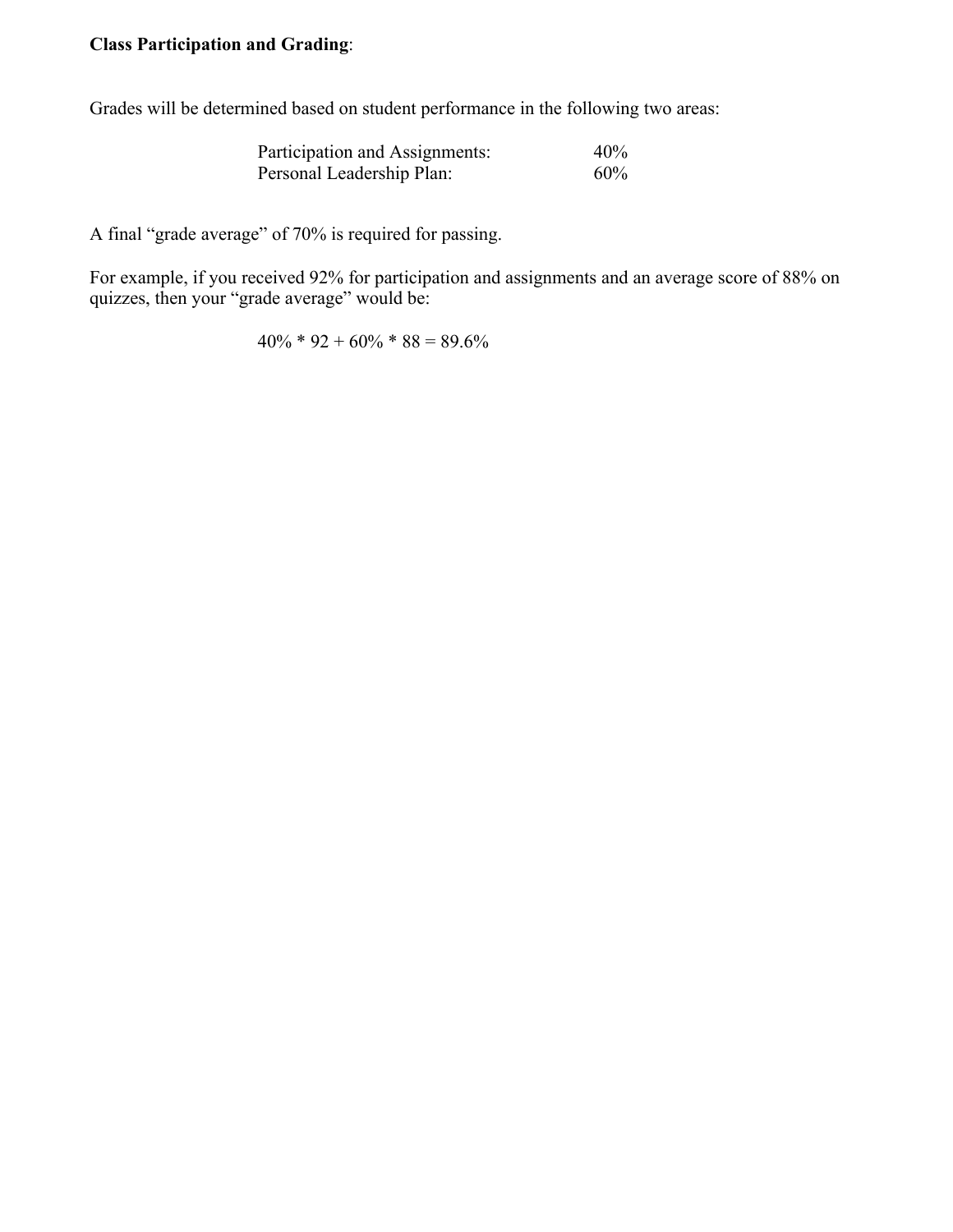**Class Participation and Grading**:

Grades will be determined based on student performance in the following two areas:

| | |
|---|---|
| Participation and Assignments: | 40% |
| Personal Leadership Plan: | 60% |

A final "grade average" of 70% is required for passing.

For example, if you received 92% for participation and assignments and an average score of 88% on quizzes, then your "grade average" would be:

$$40\% * 92 + 60\% * 88 = 89.6\%$$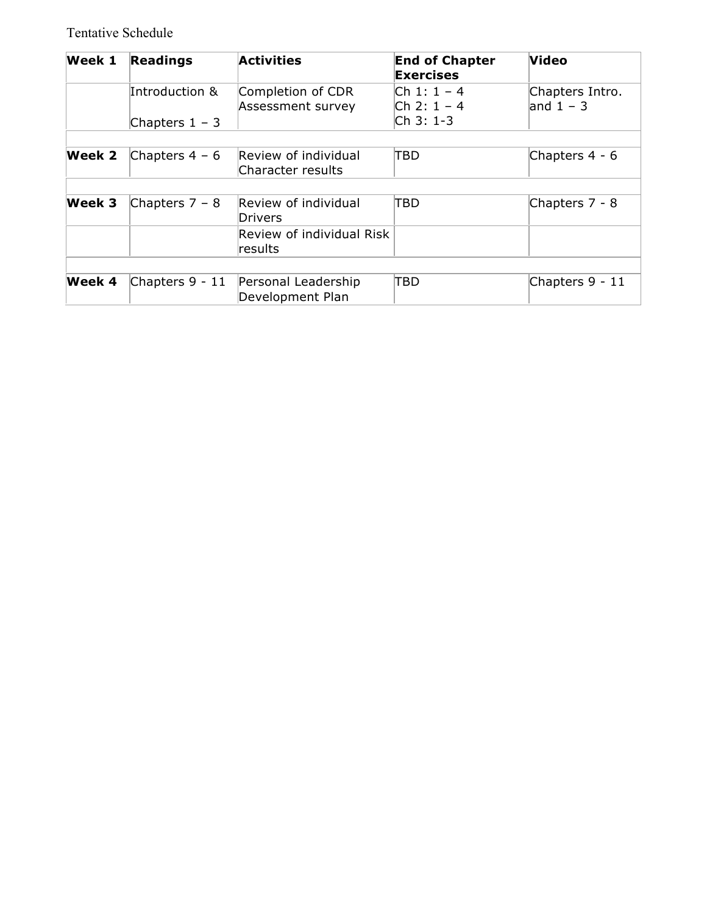Tentative Schedule

| **Week 1** | **Readings** | **Activities** | **End of Chapter Exercises** | **Video** |
|---|---|---|---|---|
| | Introduction & Chapters 1 – 3 | Completion of CDR Assessment survey | Ch 1: 1 – 4<br>Ch 2: 1 – 4<br>Ch 3: 1-3 | Chapters Intro. and 1 – 3 |
| | | | | |
| **Week 2** | Chapters 4 – 6 | Review of individual Character results | TBD | Chapters 4 - 6 |
| | | | | |
| **Week 3** | Chapters 7 – 8 | Review of individual Drivers | TBD | Chapters 7 - 8 |
| | | Review of individual Risk results | | |
| | | | | |
| **Week 4** | Chapters 9 - 11 | Personal Leadership Development Plan | TBD | Chapters 9 - 11 |